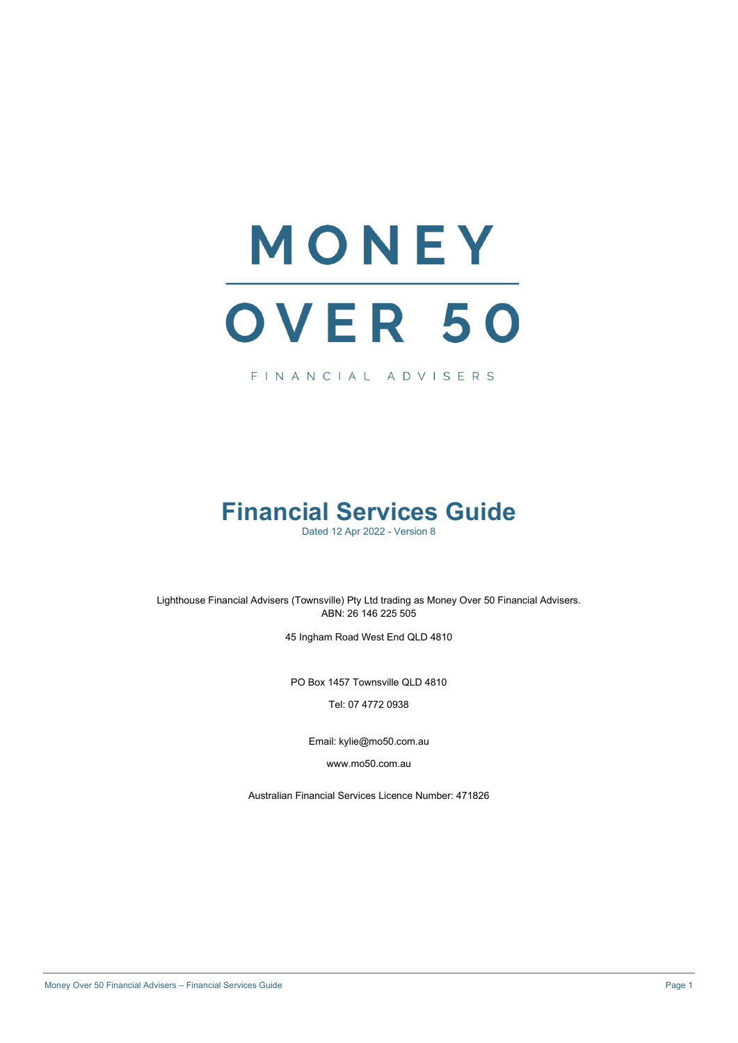# MONEY OVER 50

FINANCIAL ADVISERS

# Financial Services Guide

Dated 12 Apr 2022 - Version 8

Lighthouse Financial Advisers (Townsville) Pty Ltd trading as Money Over 50 Financial Advisers.
ABN: 26 146 225 505

45 Ingham Road West End QLD 4810

PO Box 1457 Townsville QLD 4810

Tel: 07 4772 0938

Email: kylie@mo50.com.au

www.mo50.com.au

Australian Financial Services Licence Number: 471826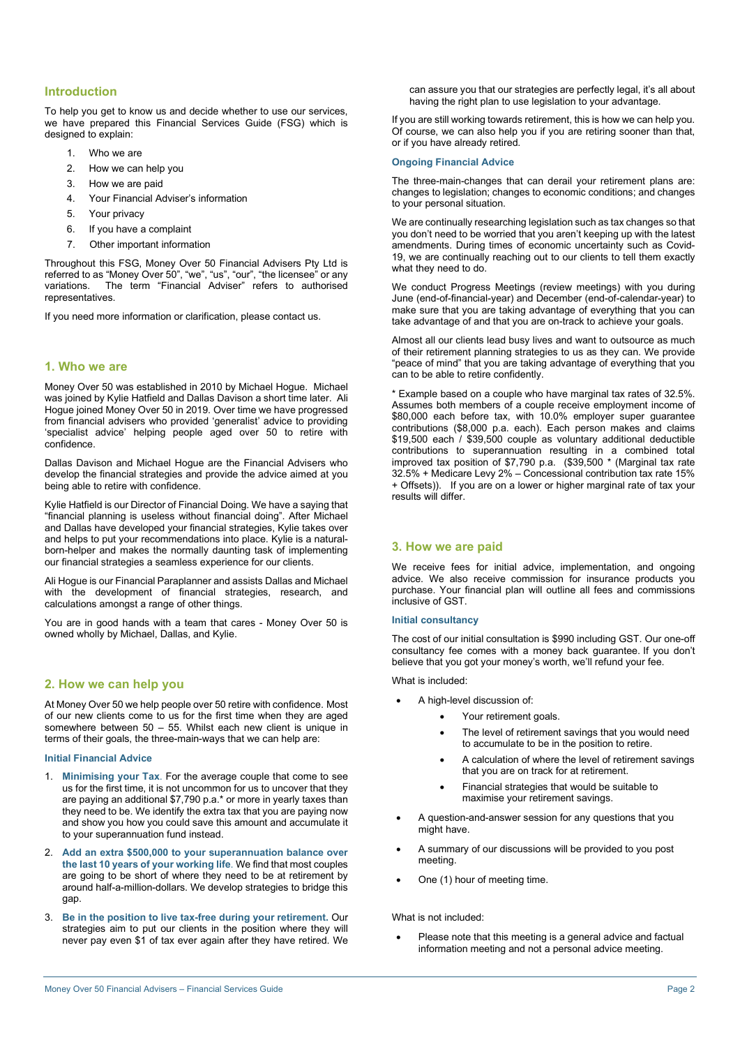## Introduction

To help you get to know us and decide whether to use our services, we have prepared this Financial Services Guide (FSG) which is designed to explain:

1. Who we are
2. How we can help you
3. How we are paid
4. Your Financial Adviser's information
5. Your privacy
6. If you have a complaint
7. Other important information

Throughout this FSG, Money Over 50 Financial Advisers Pty Ltd is referred to as "Money Over 50", "we", "us", "our", "the licensee" or any variations. The term "Financial Adviser" refers to authorised representatives.

If you need more information or clarification, please contact us.

## 1. Who we are

Money Over 50 was established in 2010 by Michael Hogue. Michael was joined by Kylie Hatfield and Dallas Davison a short time later. Ali Hogue joined Money Over 50 in 2019. Over time we have progressed from financial advisers who provided 'generalist' advice to providing 'specialist advice' helping people aged over 50 to retire with confidence.

Dallas Davison and Michael Hogue are the Financial Advisers who develop the financial strategies and provide the advice aimed at you being able to retire with confidence.

Kylie Hatfield is our Director of Financial Doing. We have a saying that "financial planning is useless without financial doing". After Michael and Dallas have developed your financial strategies, Kylie takes over and helps to put your recommendations into place. Kylie is a natural-born-helper and makes the normally daunting task of implementing our financial strategies a seamless experience for our clients.

Ali Hogue is our Financial Paraplanner and assists Dallas and Michael with the development of financial strategies, research, and calculations amongst a range of other things.

You are in good hands with a team that cares - Money Over 50 is owned wholly by Michael, Dallas, and Kylie.

## 2. How we can help you

At Money Over 50 we help people over 50 retire with confidence. Most of our new clients come to us for the first time when they are aged somewhere between 50 – 55. Whilst each new client is unique in terms of their goals, the three-main-ways that we can help are:

### Initial Financial Advice

1. **Minimising your Tax**. For the average couple that come to see us for the first time, it is not uncommon for us to uncover that they are paying an additional $7,790 p.a.* or more in yearly taxes than they need to be. We identify the extra tax that you are paying now and show you how you could save this amount and accumulate it to your superannuation fund instead.
2. **Add an extra $500,000 to your superannuation balance over the last 10 years of your working life**. We find that most couples are going to be short of where they need to be at retirement by around half-a-million-dollars. We develop strategies to bridge this gap.
3. **Be in the position to live tax-free during your retirement.** Our strategies aim to put our clients in the position where they will never pay even $1 of tax ever again after they have retired. We can assure you that our strategies are perfectly legal, it's all about having the right plan to use legislation to your advantage.

If you are still working towards retirement, this is how we can help you. Of course, we can also help you if you are retiring sooner than that, or if you have already retired.

### Ongoing Financial Advice

The three-main-changes that can derail your retirement plans are: changes to legislation; changes to economic conditions; and changes to your personal situation.

We are continually researching legislation such as tax changes so that you don't need to be worried that you aren't keeping up with the latest amendments. During times of economic uncertainty such as Covid-19, we are continually reaching out to our clients to tell them exactly what they need to do.

We conduct Progress Meetings (review meetings) with you during June (end-of-financial-year) and December (end-of-calendar-year) to make sure that you are taking advantage of everything that you can take advantage of and that you are on-track to achieve your goals.

Almost all our clients lead busy lives and want to outsource as much of their retirement planning strategies to us as they can. We provide "peace of mind" that you are taking advantage of everything that you can to be able to retire confidently.

\* Example based on a couple who have marginal tax rates of 32.5%. Assumes both members of a couple receive employment income of $80,000 each before tax, with 10.0% employer super guarantee contributions ($8,000 p.a. each). Each person makes and claims $19,500 each / $39,500 couple as voluntary additional deductible contributions to superannuation resulting in a combined total improved tax position of $7,790 p.a. ($39,500 * (Marginal tax rate 32.5% + Medicare Levy 2% – Concessional contribution tax rate 15% + Offsets)). If you are on a lower or higher marginal rate of tax your results will differ.

## 3. How we are paid

We receive fees for initial advice, implementation, and ongoing advice. We also receive commission for insurance products you purchase. Your financial plan will outline all fees and commissions inclusive of GST.

### Initial consultancy

The cost of our initial consultation is $990 including GST. Our one-off consultancy fee comes with a money back guarantee. If you don't believe that you got your money's worth, we'll refund your fee.

What is included:

- A high-level discussion of:
  - Your retirement goals.
  - The level of retirement savings that you would need to accumulate to be in the position to retire.
  - A calculation of where the level of retirement savings that you are on track for at retirement.
  - Financial strategies that would be suitable to maximise your retirement savings.
- A question-and-answer session for any questions that you might have.
- A summary of our discussions will be provided to you post meeting.
- One (1) hour of meeting time.

What is not included:

- Please note that this meeting is a general advice and factual information meeting and not a personal advice meeting.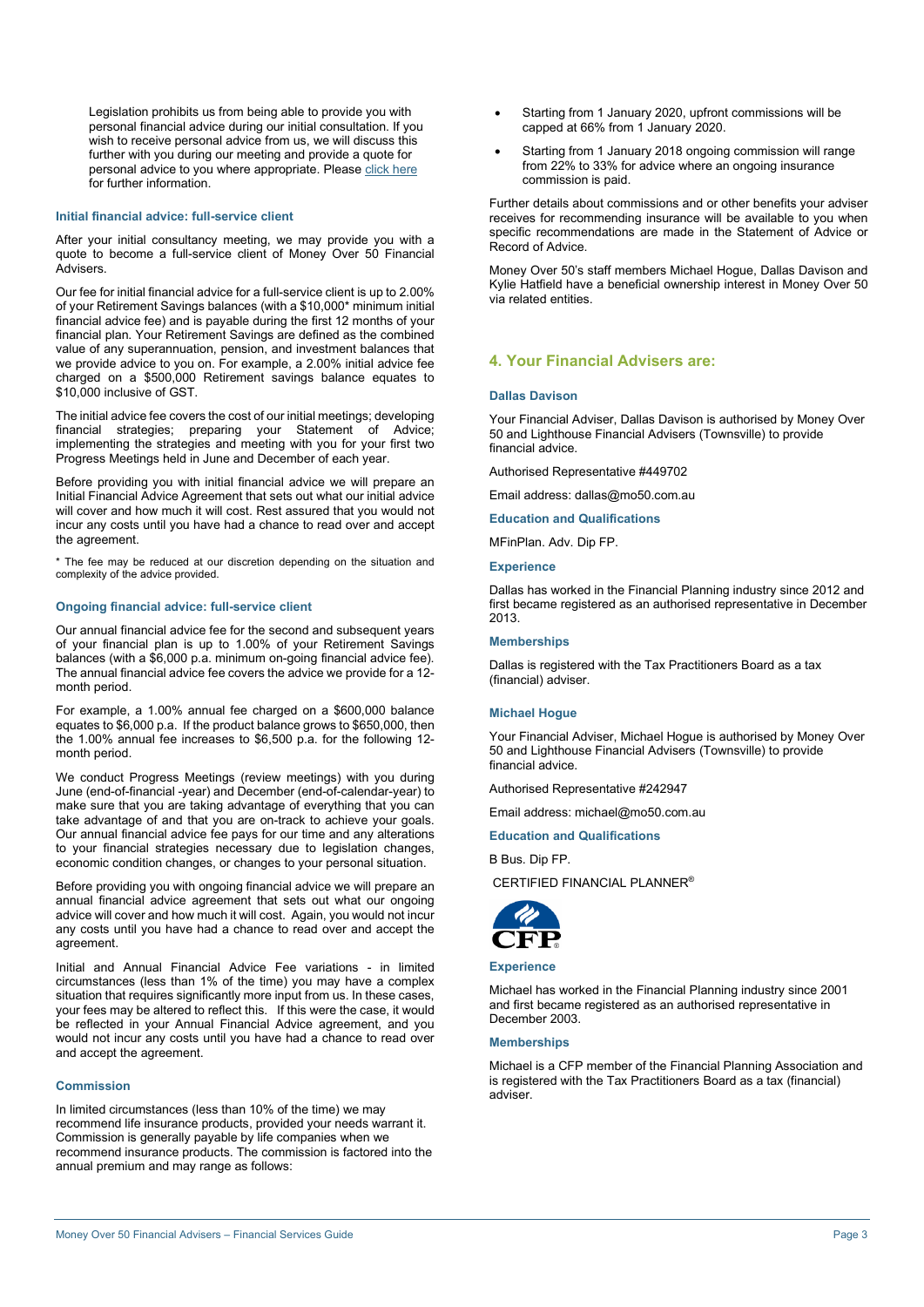Legislation prohibits us from being able to provide you with personal financial advice during our initial consultation. If you wish to receive personal advice from us, we will discuss this further with you during our meeting and provide a quote for personal advice to you where appropriate. Please click here for further information.

### Initial financial advice: full-service client

After your initial consultancy meeting, we may provide you with a quote to become a full-service client of Money Over 50 Financial Advisers.

Our fee for initial financial advice for a full-service client is up to 2.00% of your Retirement Savings balances (with a $10,000* minimum initial financial advice fee) and is payable during the first 12 months of your financial plan. Your Retirement Savings are defined as the combined value of any superannuation, pension, and investment balances that we provide advice to you on. For example, a 2.00% initial advice fee charged on a $500,000 Retirement savings balance equates to $10,000 inclusive of GST.

The initial advice fee covers the cost of our initial meetings; developing financial strategies; preparing your Statement of Advice; implementing the strategies and meeting with you for your first two Progress Meetings held in June and December of each year.

Before providing you with initial financial advice we will prepare an Initial Financial Advice Agreement that sets out what our initial advice will cover and how much it will cost. Rest assured that you would not incur any costs until you have had a chance to read over and accept the agreement.

* The fee may be reduced at our discretion depending on the situation and complexity of the advice provided.

### Ongoing financial advice: full-service client

Our annual financial advice fee for the second and subsequent years of your financial plan is up to 1.00% of your Retirement Savings balances (with a $6,000 p.a. minimum on-going financial advice fee). The annual financial advice fee covers the advice we provide for a 12-month period.

For example, a 1.00% annual fee charged on a $600,000 balance equates to $6,000 p.a. If the product balance grows to $650,000, then the 1.00% annual fee increases to $6,500 p.a. for the following 12-month period.

We conduct Progress Meetings (review meetings) with you during June (end-of-financial -year) and December (end-of-calendar-year) to make sure that you are taking advantage of everything that you can take advantage of and that you are on-track to achieve your goals. Our annual financial advice fee pays for our time and any alterations to your financial strategies necessary due to legislation changes, economic condition changes, or changes to your personal situation.

Before providing you with ongoing financial advice we will prepare an annual financial advice agreement that sets out what our ongoing advice will cover and how much it will cost. Again, you would not incur any costs until you have had a chance to read over and accept the agreement.

Initial and Annual Financial Advice Fee variations - in limited circumstances (less than 1% of the time) you may have a complex situation that requires significantly more input from us. In these cases, your fees may be altered to reflect this. If this were the case, it would be reflected in your Annual Financial Advice agreement, and you would not incur any costs until you have had a chance to read over and accept the agreement.

### Commission

In limited circumstances (less than 10% of the time) we may recommend life insurance products, provided your needs warrant it. Commission is generally payable by life companies when we recommend insurance products. The commission is factored into the annual premium and may range as follows:

- Starting from 1 January 2020, upfront commissions will be capped at 66% from 1 January 2020.
- Starting from 1 January 2018 ongoing commission will range from 22% to 33% for advice where an ongoing insurance commission is paid.

Further details about commissions and or other benefits your adviser receives for recommending insurance will be available to you when specific recommendations are made in the Statement of Advice or Record of Advice.

Money Over 50's staff members Michael Hogue, Dallas Davison and Kylie Hatfield have a beneficial ownership interest in Money Over 50 via related entities.

## 4. Your Financial Advisers are:

### Dallas Davison

Your Financial Adviser, Dallas Davison is authorised by Money Over 50 and Lighthouse Financial Advisers (Townsville) to provide financial advice.

Authorised Representative #449702

Email address: dallas@mo50.com.au

#### Education and Qualifications

MFinPlan. Adv. Dip FP.

#### Experience

Dallas has worked in the Financial Planning industry since 2012 and first became registered as an authorised representative in December 2013.

#### Memberships

Dallas is registered with the Tax Practitioners Board as a tax (financial) adviser.

### Michael Hogue

Your Financial Adviser, Michael Hogue is authorised by Money Over 50 and Lighthouse Financial Advisers (Townsville) to provide financial advice.

Authorised Representative #242947

Email address: michael@mo50.com.au

#### Education and Qualifications

B Bus. Dip FP.

CERTIFIED FINANCIAL PLANNER®

#### Experience

Michael has worked in the Financial Planning industry since 2001 and first became registered as an authorised representative in December 2003.

#### Memberships

Michael is a CFP member of the Financial Planning Association and is registered with the Tax Practitioners Board as a tax (financial) adviser.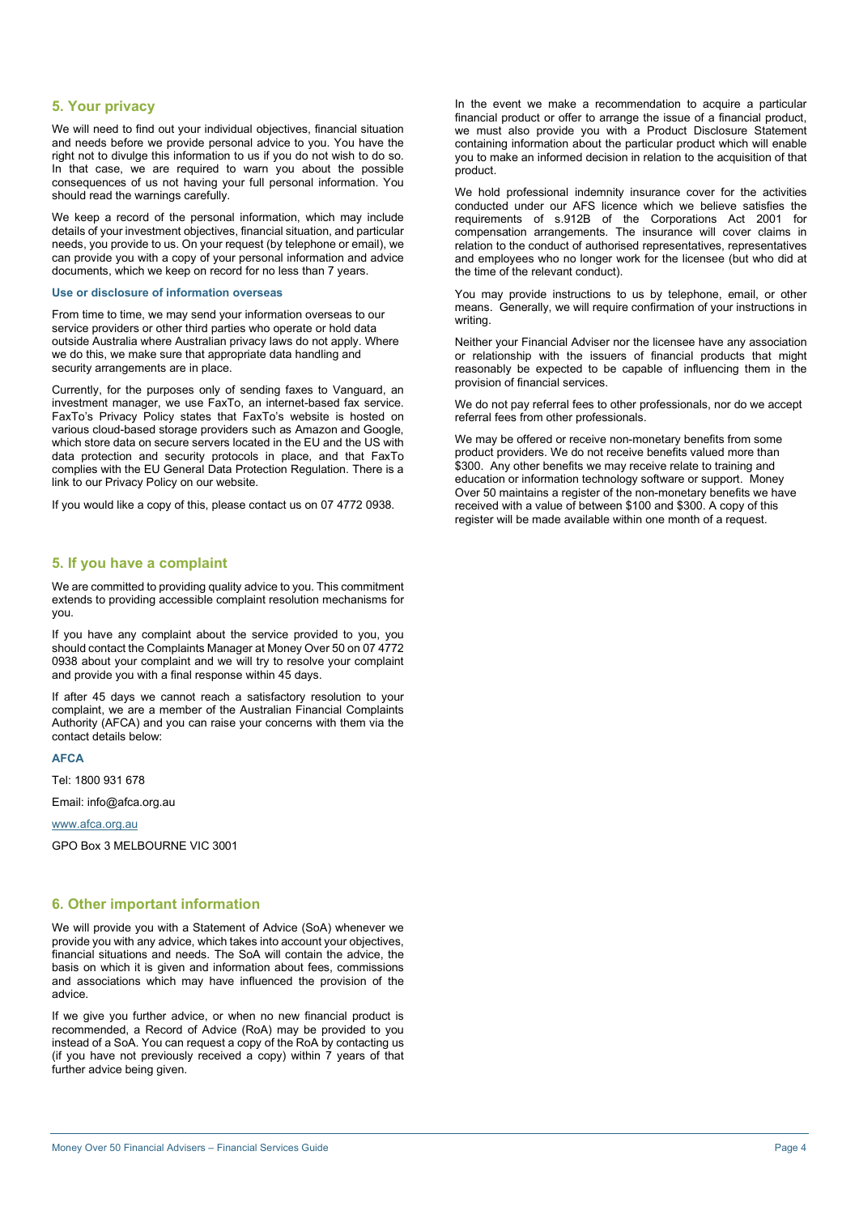## 5. Your privacy

We will need to find out your individual objectives, financial situation and needs before we provide personal advice to you. You have the right not to divulge this information to us if you do not wish to do so. In that case, we are required to warn you about the possible consequences of us not having your full personal information. You should read the warnings carefully.

We keep a record of the personal information, which may include details of your investment objectives, financial situation, and particular needs, you provide to us. On your request (by telephone or email), we can provide you with a copy of your personal information and advice documents, which we keep on record for no less than 7 years.

### Use or disclosure of information overseas

From time to time, we may send your information overseas to our service providers or other third parties who operate or hold data outside Australia where Australian privacy laws do not apply. Where we do this, we make sure that appropriate data handling and security arrangements are in place.

Currently, for the purposes only of sending faxes to Vanguard, an investment manager, we use FaxTo, an internet-based fax service. FaxTo's Privacy Policy states that FaxTo's website is hosted on various cloud-based storage providers such as Amazon and Google, which store data on secure servers located in the EU and the US with data protection and security protocols in place, and that FaxTo complies with the EU General Data Protection Regulation. There is a link to our Privacy Policy on our website.

If you would like a copy of this, please contact us on 07 4772 0938.

## 5. If you have a complaint

We are committed to providing quality advice to you. This commitment extends to providing accessible complaint resolution mechanisms for you.

If you have any complaint about the service provided to you, you should contact the Complaints Manager at Money Over 50 on 07 4772 0938 about your complaint and we will try to resolve your complaint and provide you with a final response within 45 days.

If after 45 days we cannot reach a satisfactory resolution to your complaint, we are a member of the Australian Financial Complaints Authority (AFCA) and you can raise your concerns with them via the contact details below:

**AFCA**

Tel: 1800 931 678

Email: info@afca.org.au

www.afca.org.au

GPO Box 3 MELBOURNE VIC 3001

## 6. Other important information

We will provide you with a Statement of Advice (SoA) whenever we provide you with any advice, which takes into account your objectives, financial situations and needs. The SoA will contain the advice, the basis on which it is given and information about fees, commissions and associations which may have influenced the provision of the advice.

If we give you further advice, or when no new financial product is recommended, a Record of Advice (RoA) may be provided to you instead of a SoA. You can request a copy of the RoA by contacting us (if you have not previously received a copy) within 7 years of that further advice being given.

In the event we make a recommendation to acquire a particular financial product or offer to arrange the issue of a financial product, we must also provide you with a Product Disclosure Statement containing information about the particular product which will enable you to make an informed decision in relation to the acquisition of that product.

We hold professional indemnity insurance cover for the activities conducted under our AFS licence which we believe satisfies the requirements of s.912B of the Corporations Act 2001 for compensation arrangements. The insurance will cover claims in relation to the conduct of authorised representatives, representatives and employees who no longer work for the licensee (but who did at the time of the relevant conduct).

You may provide instructions to us by telephone, email, or other means. Generally, we will require confirmation of your instructions in writing.

Neither your Financial Adviser nor the licensee have any association or relationship with the issuers of financial products that might reasonably be expected to be capable of influencing them in the provision of financial services.

We do not pay referral fees to other professionals, nor do we accept referral fees from other professionals.

We may be offered or receive non-monetary benefits from some product providers. We do not receive benefits valued more than $300. Any other benefits we may receive relate to training and education or information technology software or support. Money Over 50 maintains a register of the non-monetary benefits we have received with a value of between $100 and $300. A copy of this register will be made available within one month of a request.